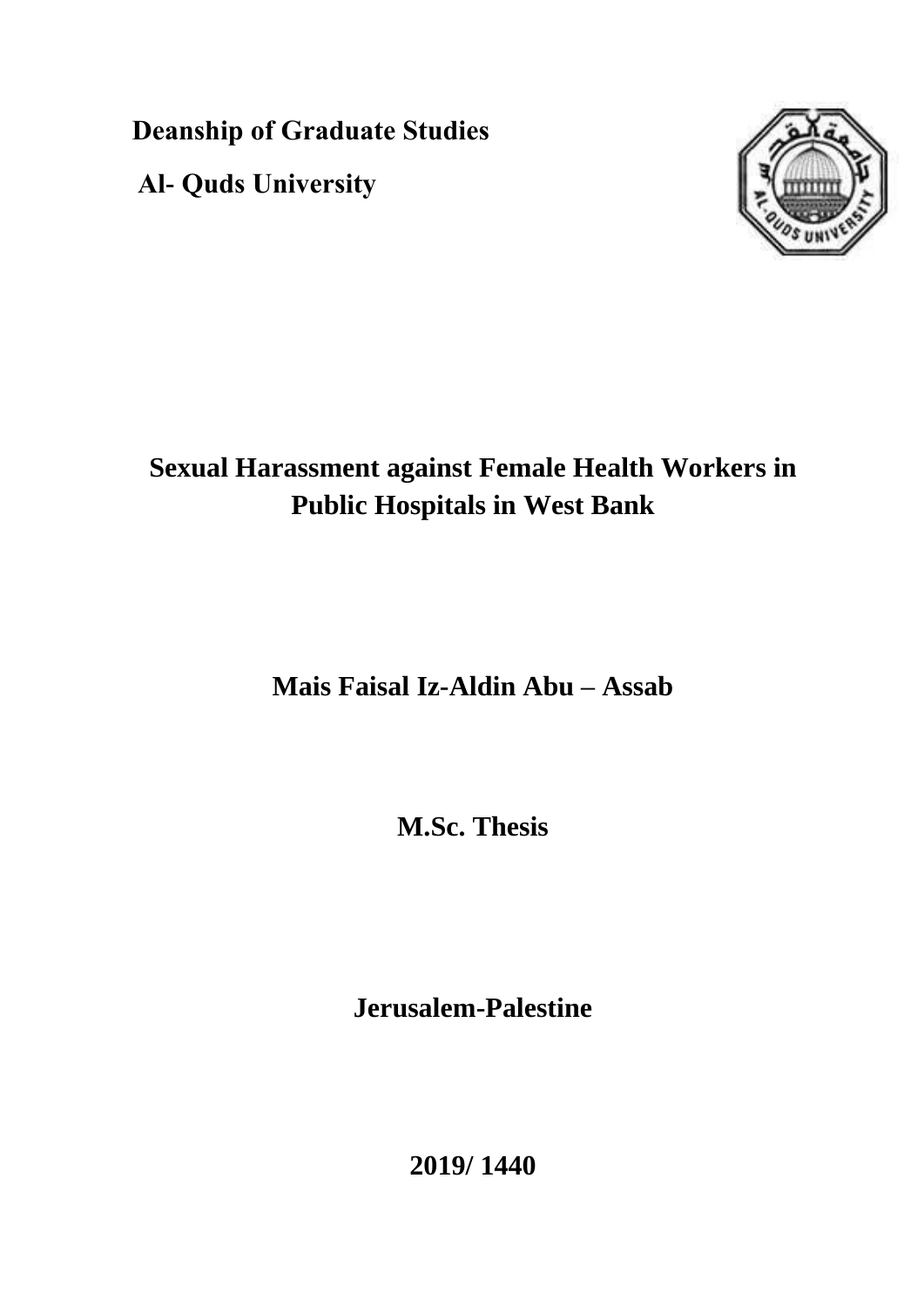**Deanship of Graduate Studies**

**Al- Quds University**

# Sexual Harassment against Female Health Workers in Public Hospitals in West Bank

**Mais Faisal Iz-Aldin Abu – Assab**

**M.Sc. Thesis**

**Jerusalem-Palestine**

**2019/ 1440**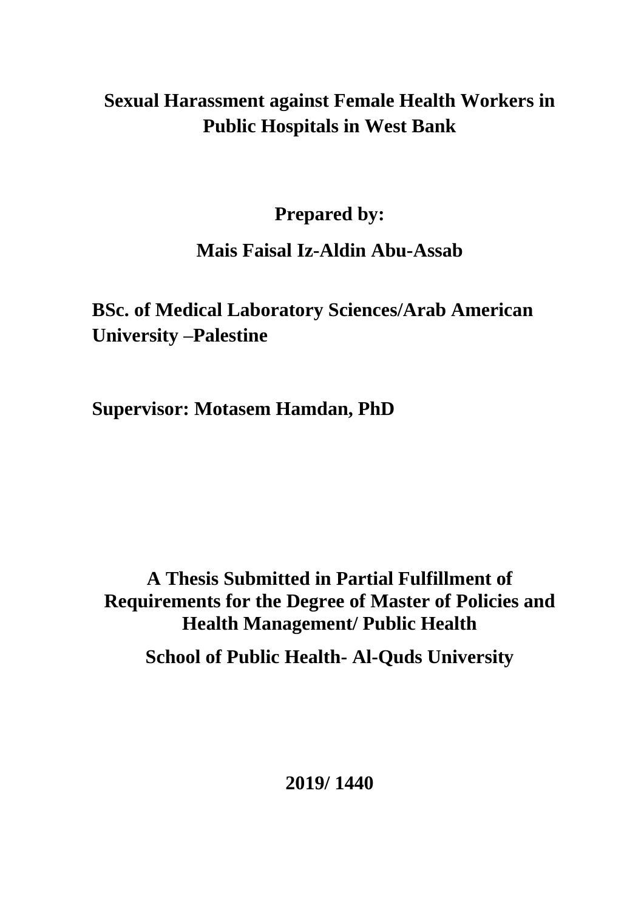# Sexual Harassment against Female Health Workers in Public Hospitals in West Bank

**Prepared by:**

**Mais Faisal Iz-Aldin Abu-Assab**

**BSc. of Medical Laboratory Sciences/Arab American University –Palestine**

**Supervisor: Motasem Hamdan, PhD**

**A Thesis Submitted in Partial Fulfillment of Requirements for the Degree of Master of Policies and Health Management/ Public Health**

**School of Public Health- Al-Quds University**

**2019/ 1440**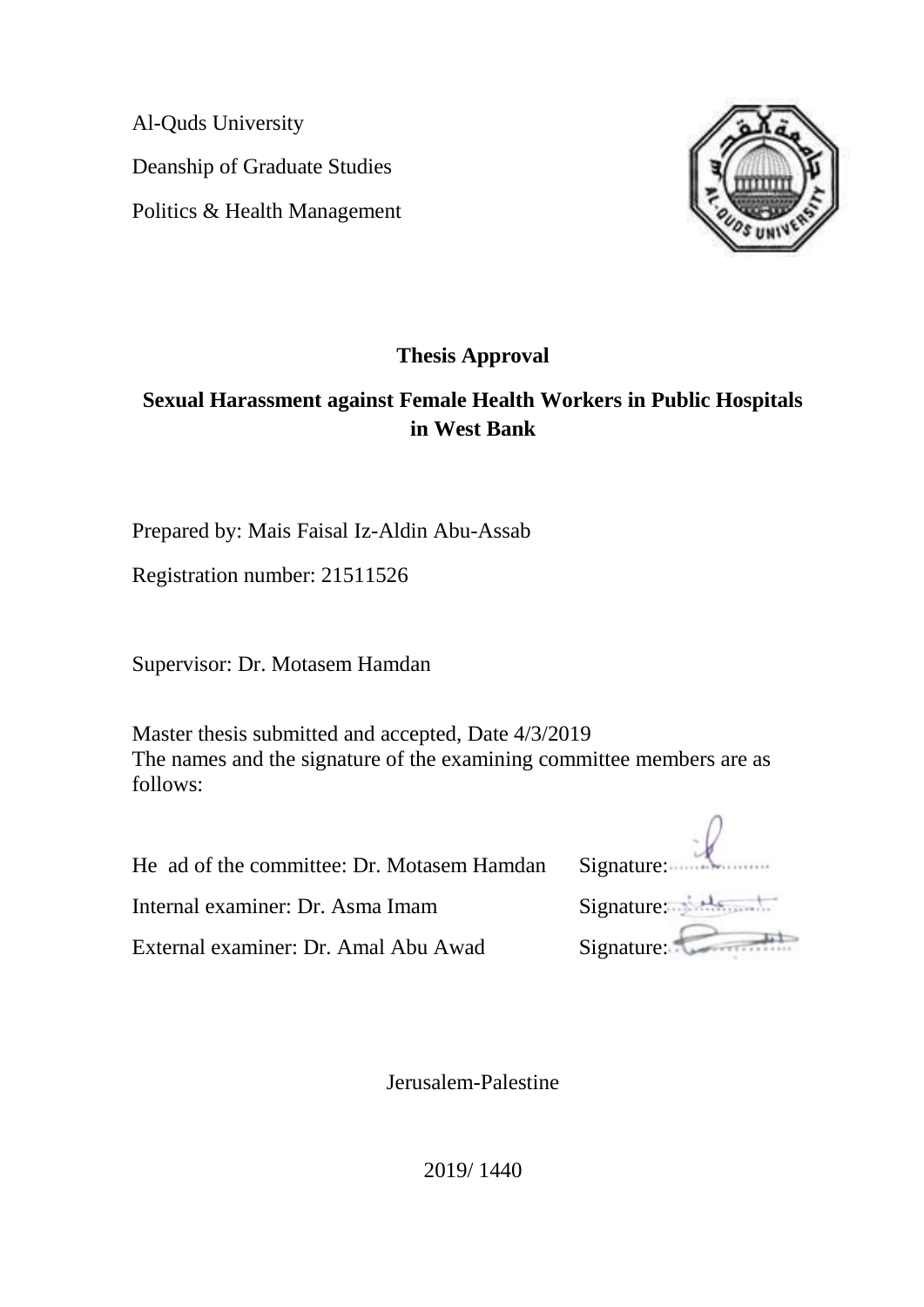Al-Quds University

Deanship of Graduate Studies

Politics & Health Management

**Thesis Approval**

**Sexual Harassment against Female Health Workers in Public Hospitals in West Bank**

Prepared by: Mais Faisal Iz-Aldin Abu-Assab

Registration number: 21511526

Supervisor: Dr. Motasem Hamdan

Master thesis submitted and accepted, Date 4/3/2019

The names and the signature of the examining committee members are as follows:

He ad of the committee: Dr. Motasem Hamdan Signature:

Internal examiner: Dr. Asma Imam Signature:

External examiner: Dr. Amal Abu Awad Signature:

Jerusalem-Palestine

2019/ 1440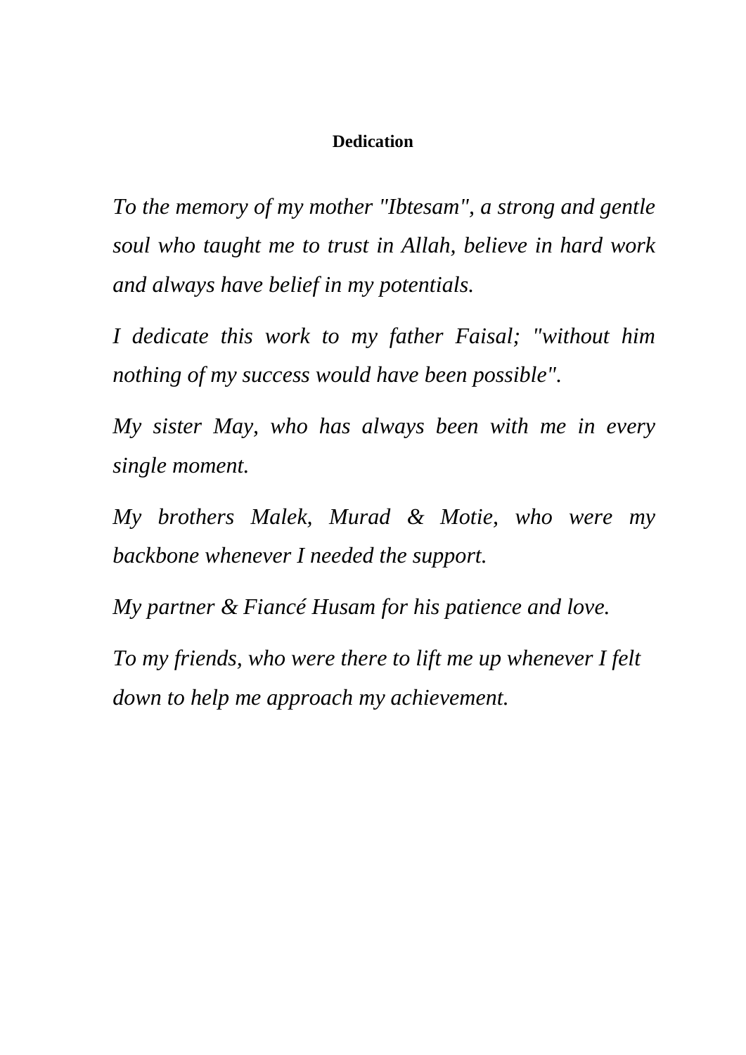# Dedication

*To the memory of my mother "Ibtesam", a strong and gentle soul who taught me to trust in Allah, believe in hard work and always have belief in my potentials.*

*I dedicate this work to my father Faisal; "without him nothing of my success would have been possible".*

*My sister May, who has always been with me in every single moment.*

*My brothers Malek, Murad & Motie, who were my backbone whenever I needed the support.*

*My partner & Fiancé Husam for his patience and love.*

*To my friends, who were there to lift me up whenever I felt down to help me approach my achievement.*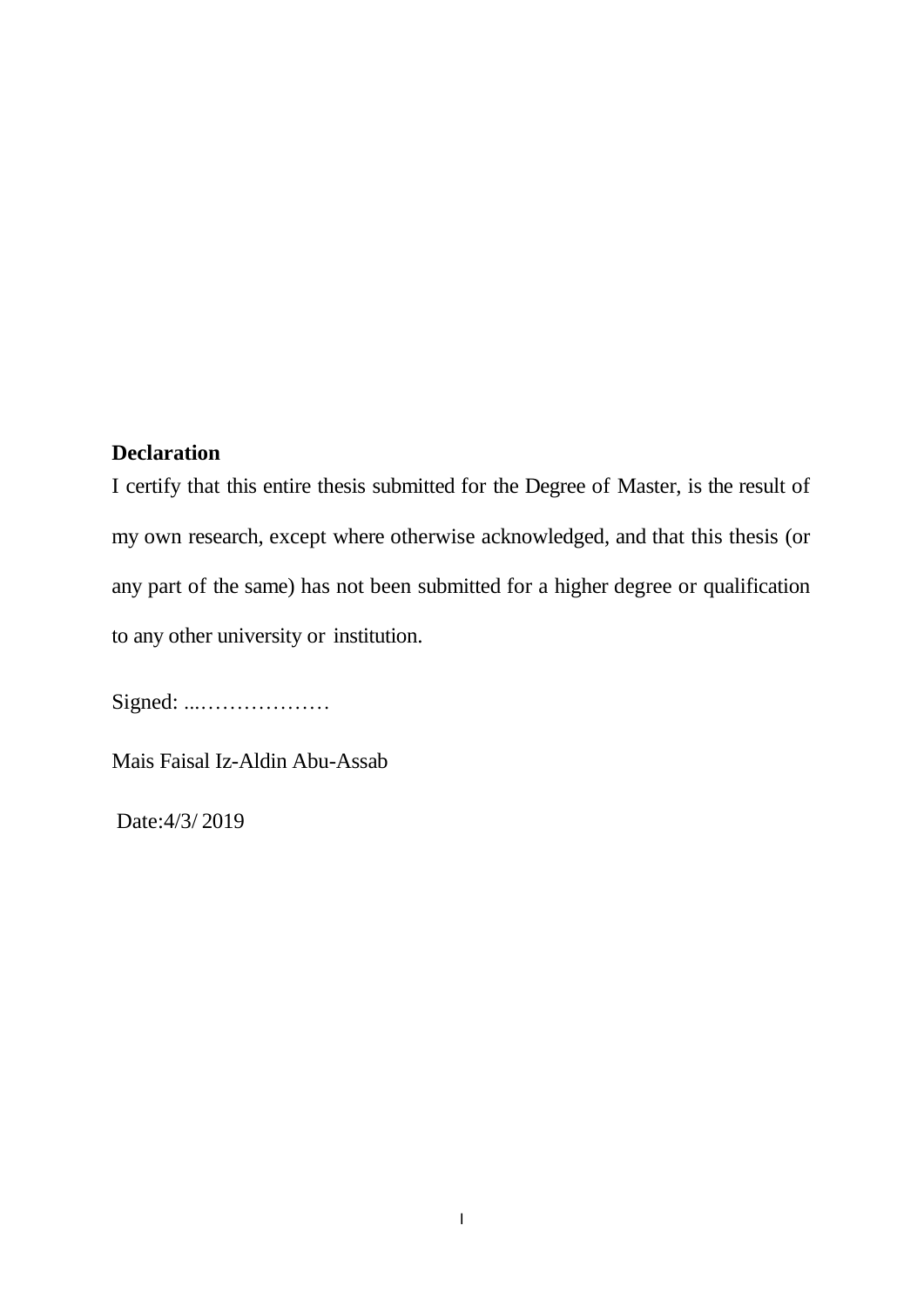**Declaration**

I certify that this entire thesis submitted for the Degree of Master, is the result of my own research, except where otherwise acknowledged, and that this thesis (or any part of the same) has not been submitted for a higher degree or qualification to any other university or institution.

Signed: ...………………

Mais Faisal Iz-Aldin Abu-Assab

Date:4/3/ 2019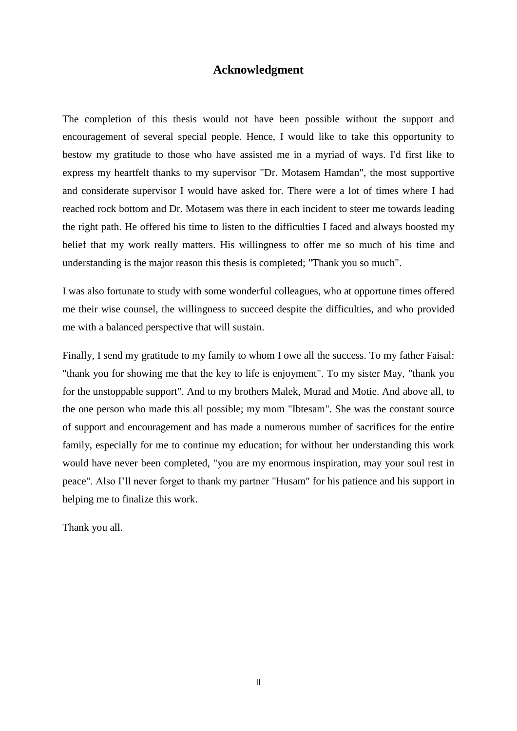## Acknowledgment

The completion of this thesis would not have been possible without the support and encouragement of several special people. Hence, I would like to take this opportunity to bestow my gratitude to those who have assisted me in a myriad of ways. I'd first like to express my heartfelt thanks to my supervisor "Dr. Motasem Hamdan", the most supportive and considerate supervisor I would have asked for. There were a lot of times where I had reached rock bottom and Dr. Motasem was there in each incident to steer me towards leading the right path. He offered his time to listen to the difficulties I faced and always boosted my belief that my work really matters. His willingness to offer me so much of his time and understanding is the major reason this thesis is completed; "Thank you so much".

I was also fortunate to study with some wonderful colleagues, who at opportune times offered me their wise counsel, the willingness to succeed despite the difficulties, and who provided me with a balanced perspective that will sustain.

Finally, I send my gratitude to my family to whom I owe all the success. To my father Faisal: "thank you for showing me that the key to life is enjoyment". To my sister May, "thank you for the unstoppable support". And to my brothers Malek, Murad and Motie. And above all, to the one person who made this all possible; my mom "Ibtesam". She was the constant source of support and encouragement and has made a numerous number of sacrifices for the entire family, especially for me to continue my education; for without her understanding this work would have never been completed, "you are my enormous inspiration, may your soul rest in peace". Also I'll never forget to thank my partner "Husam" for his patience and his support in helping me to finalize this work.

Thank you all.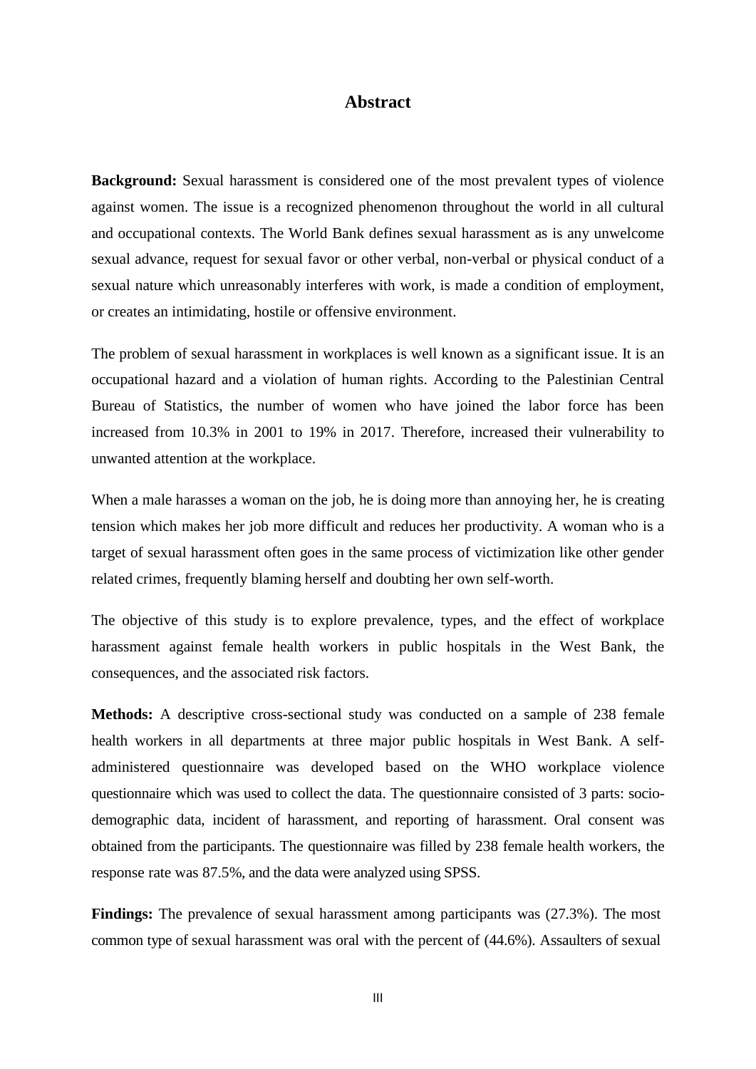# Abstract

**Background:** Sexual harassment is considered one of the most prevalent types of violence against women. The issue is a recognized phenomenon throughout the world in all cultural and occupational contexts. The World Bank defines sexual harassment as is any unwelcome sexual advance, request for sexual favor or other verbal, non-verbal or physical conduct of a sexual nature which unreasonably interferes with work, is made a condition of employment, or creates an intimidating, hostile or offensive environment.

The problem of sexual harassment in workplaces is well known as a significant issue. It is an occupational hazard and a violation of human rights. According to the Palestinian Central Bureau of Statistics, the number of women who have joined the labor force has been increased from 10.3% in 2001 to 19% in 2017. Therefore, increased their vulnerability to unwanted attention at the workplace.

When a male harasses a woman on the job, he is doing more than annoying her, he is creating tension which makes her job more difficult and reduces her productivity. A woman who is a target of sexual harassment often goes in the same process of victimization like other gender related crimes, frequently blaming herself and doubting her own self-worth.

The objective of this study is to explore prevalence, types, and the effect of workplace harassment against female health workers in public hospitals in the West Bank, the consequences, and the associated risk factors.

**Methods:** A descriptive cross-sectional study was conducted on a sample of 238 female health workers in all departments at three major public hospitals in West Bank. A self-administered questionnaire was developed based on the WHO workplace violence questionnaire which was used to collect the data. The questionnaire consisted of 3 parts: socio-demographic data, incident of harassment, and reporting of harassment. Oral consent was obtained from the participants. The questionnaire was filled by 238 female health workers, the response rate was 87.5%, and the data were analyzed using SPSS.

**Findings:** The prevalence of sexual harassment among participants was (27.3%). The most common type of sexual harassment was oral with the percent of (44.6%). Assaulters of sexual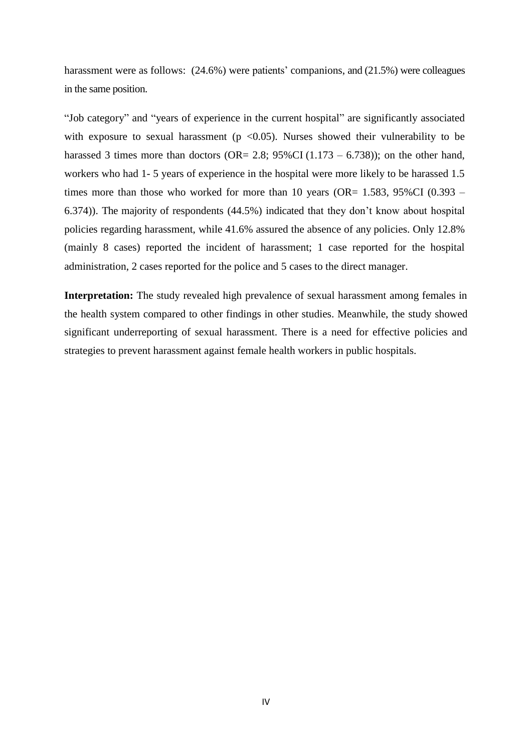harassment were as follows: (24.6%) were patients' companions, and (21.5%) were colleagues in the same position.

"Job category" and "years of experience in the current hospital" are significantly associated with exposure to sexual harassment ($p < 0.05$). Nurses showed their vulnerability to be harassed 3 times more than doctors (OR= 2.8; 95%CI (1.173 – 6.738)); on the other hand, workers who had 1- 5 years of experience in the hospital were more likely to be harassed 1.5 times more than those who worked for more than 10 years (OR= 1.583, 95%CI (0.393 – 6.374)). The majority of respondents (44.5%) indicated that they don't know about hospital policies regarding harassment, while 41.6% assured the absence of any policies. Only 12.8% (mainly 8 cases) reported the incident of harassment; 1 case reported for the hospital administration, 2 cases reported for the police and 5 cases to the direct manager.

**Interpretation:** The study revealed high prevalence of sexual harassment among females in the health system compared to other findings in other studies. Meanwhile, the study showed significant underreporting of sexual harassment. There is a need for effective policies and strategies to prevent harassment against female health workers in public hospitals.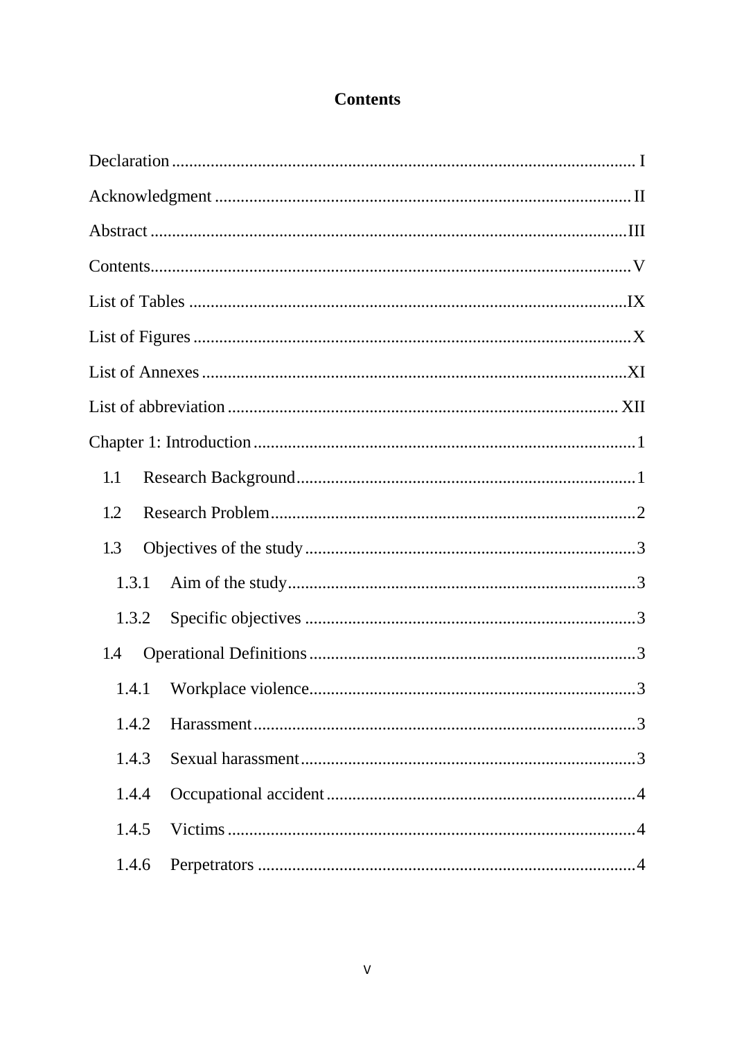# Contents

Declaration ........................................................................................................ I

Acknowledgment ............................................................................................. II

Abstract ...........................................................................................................III

Contents............................................................................................................V

List of Tables ...................................................................................................IX

List of Figures ...................................................................................................X

List of Annexes ................................................................................................XI

List of abbreviation ........................................................................................ XII

Chapter 1: Introduction ......................................................................................1

- 1.1 Research Background ...............................................................................1
- 1.2 Research Problem .....................................................................................2
- 1.3 Objectives of the study .............................................................................3
  - 1.3.1 Aim of the study .................................................................................3
  - 1.3.2 Specific objectives .............................................................................3
- 1.4 Operational Definitions ............................................................................3
  - 1.4.1 Workplace violence ............................................................................3
  - 1.4.2 Harassment .........................................................................................3
  - 1.4.3 Sexual harassment ..............................................................................3
  - 1.4.4 Occupational accident ........................................................................4
  - 1.4.5 Victims ...............................................................................................4
  - 1.4.6 Perpetrators ........................................................................................4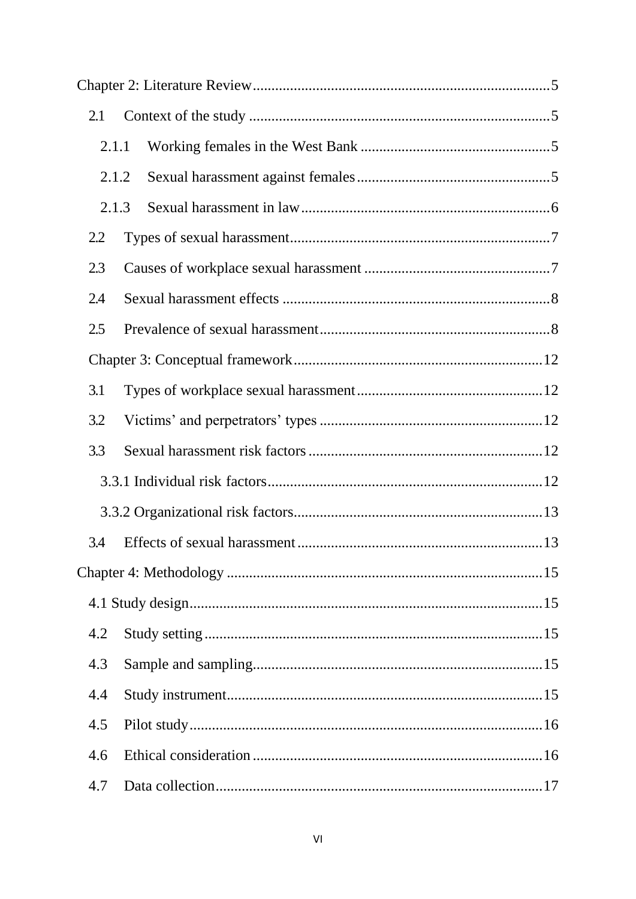Chapter 2: Literature Review .......... 5

- 2.1 Context of the study .......... 5
  - 2.1.1 Working females in the West Bank .......... 5
  - 2.1.2 Sexual harassment against females .......... 5
  - 2.1.3 Sexual harassment in law .......... 6
- 2.2 Types of sexual harassment .......... 7
- 2.3 Causes of workplace sexual harassment .......... 7
- 2.4 Sexual harassment effects .......... 8
- 2.5 Prevalence of sexual harassment .......... 8

Chapter 3: Conceptual framework .......... 12

- 3.1 Types of workplace sexual harassment .......... 12
- 3.2 Victims' and perpetrators' types .......... 12
- 3.3 Sexual harassment risk factors .......... 12
  - 3.3.1 Individual risk factors .......... 12
  - 3.3.2 Organizational risk factors .......... 13
- 3.4 Effects of sexual harassment .......... 13

Chapter 4: Methodology .......... 15

- 4.1 Study design .......... 15
- 4.2 Study setting .......... 15
- 4.3 Sample and sampling .......... 15
- 4.4 Study instrument .......... 15
- 4.5 Pilot study .......... 16
- 4.6 Ethical consideration .......... 16
- 4.7 Data collection .......... 17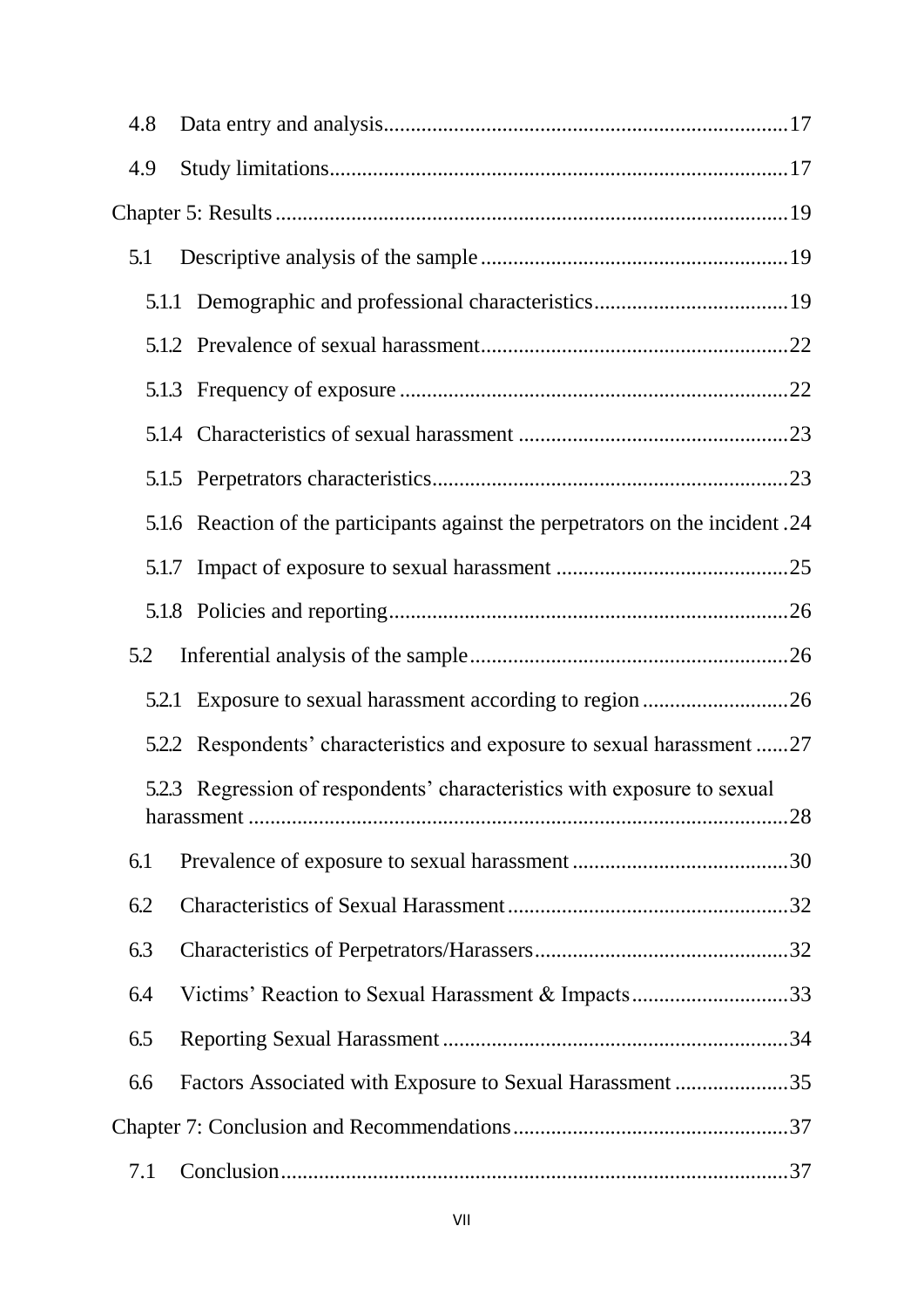4.8 Data entry and analysis........................................................................17

4.9 Study limitations..................................................................................17

Chapter 5: Results..............................................................................................19

5.1 Descriptive analysis of the sample.......................................................19

5.1.1 Demographic and professional characteristics...................................19

5.1.2 Prevalence of sexual harassment........................................................22

5.1.3 Frequency of exposure........................................................................22

5.1.4 Characteristics of sexual harassment..................................................23

5.1.5 Perpetrators characteristics.................................................................23

5.1.6 Reaction of the participants against the perpetrators on the incident.24

5.1.7 Impact of exposure to sexual harassment...........................................25

5.1.8 Policies and reporting.........................................................................26

5.2 Inferential analysis of the sample..........................................................26

5.2.1 Exposure to sexual harassment according to region..........................26

5.2.2 Respondents' characteristics and exposure to sexual harassment......27

5.2.3 Regression of respondents' characteristics with exposure to sexual harassment...........................................................................................28

6.1 Prevalence of exposure to sexual harassment.......................................30

6.2 Characteristics of Sexual Harassment...................................................32

6.3 Characteristics of Perpetrators/Harassers..............................................32

6.4 Victims' Reaction to Sexual Harassment & Impacts.............................33

6.5 Reporting Sexual Harassment...............................................................34

6.6 Factors Associated with Exposure to Sexual Harassment.....................35

Chapter 7: Conclusion and Recommendations..................................................37

7.1 Conclusion.............................................................................................37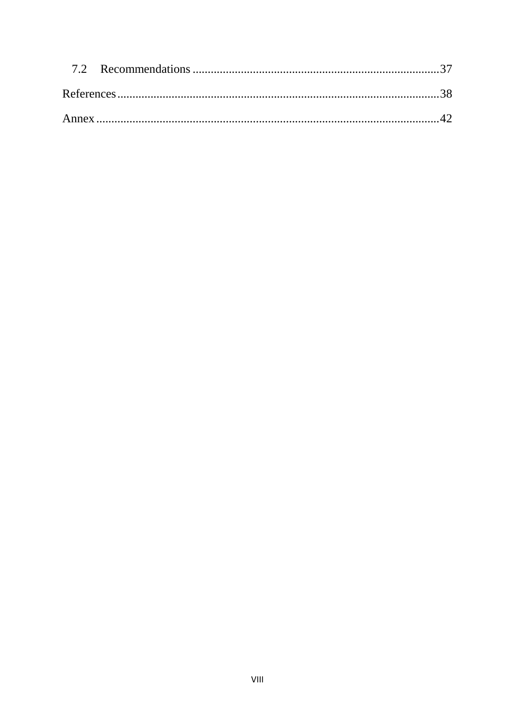7.2 Recommendations ........................................................................................37

References ..........................................................................................................38

Annex .................................................................................................................42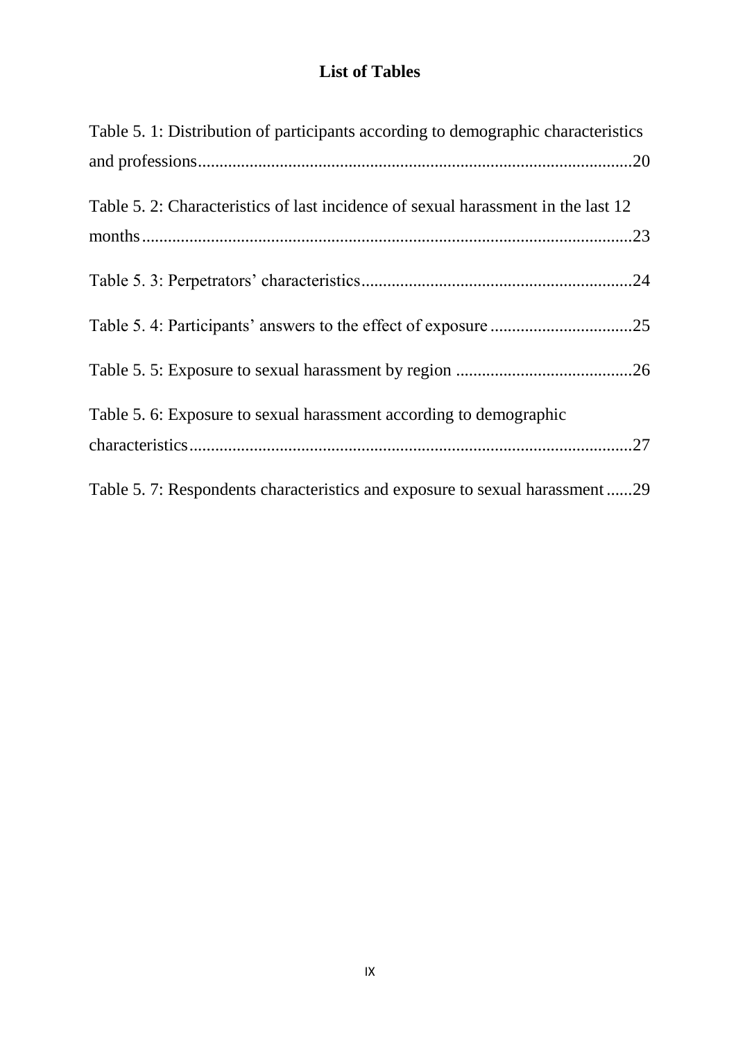# List of Tables

Table 5. 1: Distribution of participants according to demographic characteristics and professions....................................................................................................20

Table 5. 2: Characteristics of last incidence of sexual harassment in the last 12 months.................................................................................................................23

Table 5. 3: Perpetrators' characteristics...............................................................24

Table 5. 4: Participants' answers to the effect of exposure .................................25

Table 5. 5: Exposure to sexual harassment by region .........................................26

Table 5. 6: Exposure to sexual harassment according to demographic characteristics......................................................................................................27

Table 5. 7: Respondents characteristics and exposure to sexual harassment ......29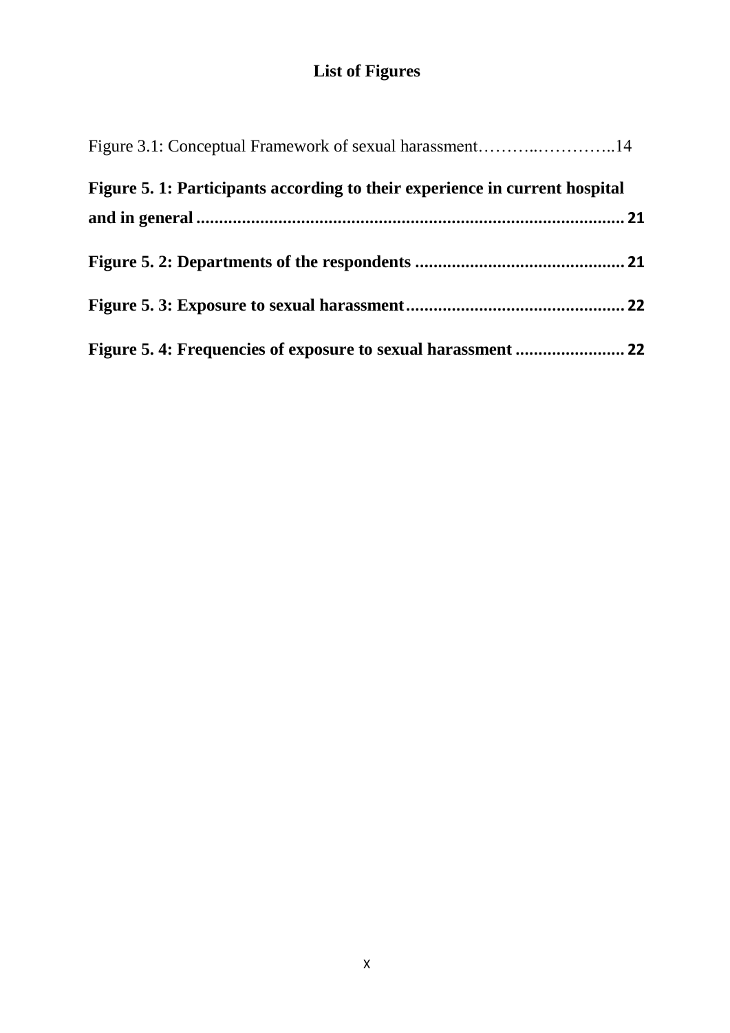# List of Figures

Figure 3.1: Conceptual Framework of sexual harassment………..…………..14

**Figure 5. 1: Participants according to their experience in current hospital and in general ............................................................................................ 21**

**Figure 5. 2: Departments of the respondents ............................................. 21**

**Figure 5. 3: Exposure to sexual harassment ............................................... 22**

**Figure 5. 4: Frequencies of exposure to sexual harassment ........................ 22**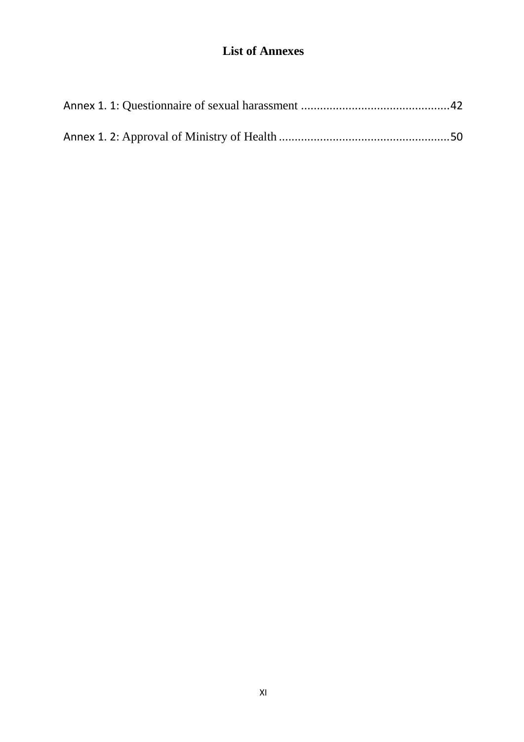# List of Annexes

Annex 1. 1: Questionnaire of sexual harassment ...............................................42

Annex 1. 2: Approval of Ministry of Health ......................................................50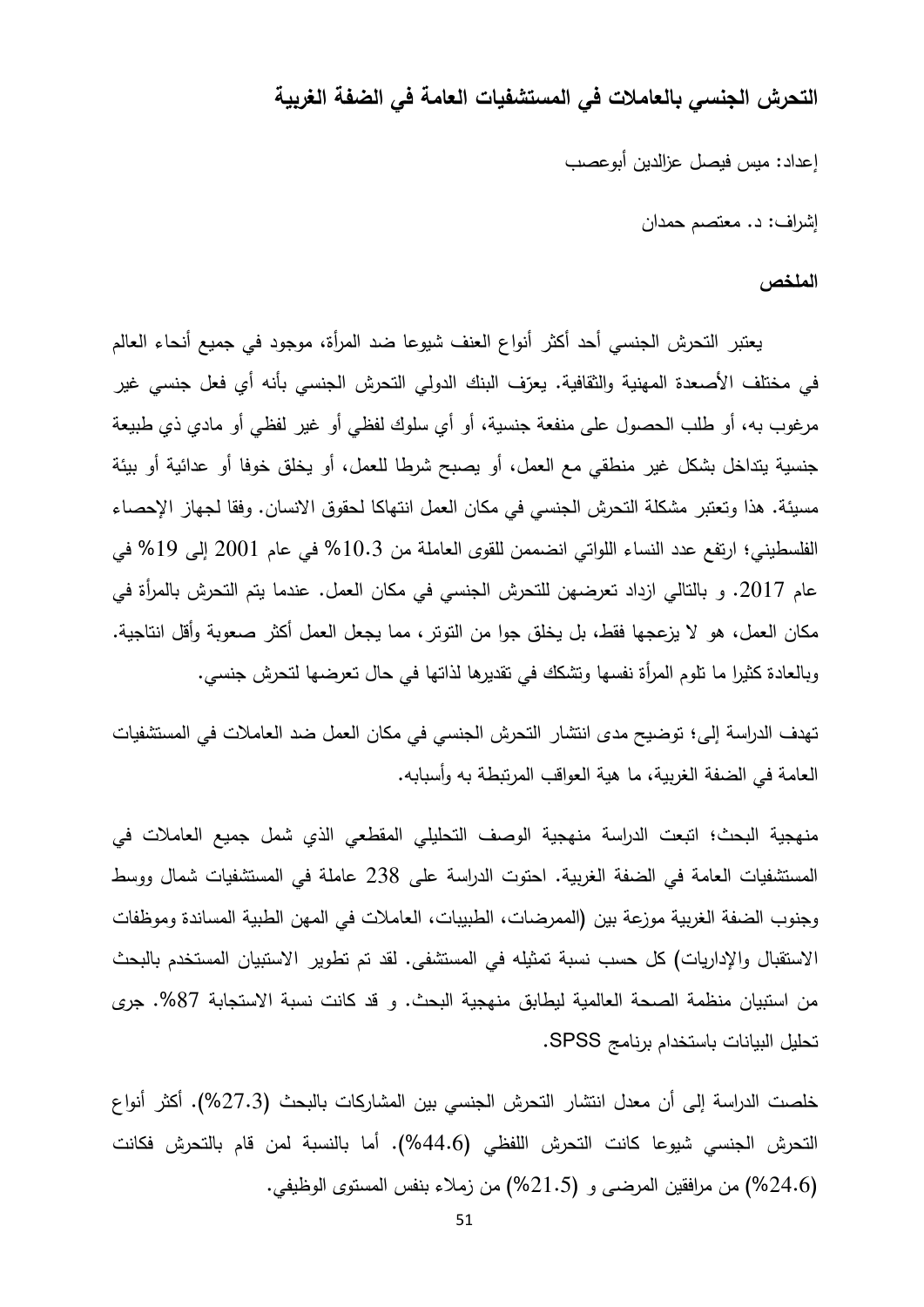## التحرش الجنسي بالعاملات في المستشفيات العامة في الضفة الغربية

إعداد: ميس فيصل عزالدين أبوعصب

إشراف: د. معتصم حمدان

### الملخص

يعتبر التحرش الجنسي أحد أكثر أنواع العنف شيوعا ضد المرأة، موجود في جميع أنحاء العالم في مختلف الأصعدة المهنية والثقافية. يعرّف البنك الدولي التحرش الجنسي بأنه أي فعل جنسي غير مرغوب به، أو طلب الحصول على منفعة جنسية، أو أي سلوك لفظي أو غير لفظي أو مادي ذي طبيعة جنسية يتداخل بشكل غير منطقي مع العمل، أو يصبح شرطا للعمل، أو يخلق خوفا أو عدائية أو بيئة مسيئة. هذا وتعتبر مشكلة التحرش الجنسي في مكان العمل انتهاكا لحقوق الانسان. وفقا لجهاز الإحصاء الفلسطيني؛ ارتفع عدد النساء اللواتي انضممن للقوى العاملة من 10.3% في عام 2001 إلى 19% في عام 2017. و بالتالي ازداد تعرضهن للتحرش الجنسي في مكان العمل. عندما يتم التحرش بالمرأة في مكان العمل، هو لا يزعجها فقط، بل يخلق جوا من التوتر، مما يجعل العمل أكثر صعوبة وأقل انتاجية. وبالعادة كثيرا ما تلوم المرأة نفسها وتشكك في تقديرها لذاتها في حال تعرضها لتحرش جنسي.

تهدف الدراسة إلى؛ توضيح مدى انتشار التحرش الجنسي في مكان العمل ضد العاملات في المستشفيات العامة في الضفة الغربية، ما هية العواقب المرتبطة به وأسبابه.

منهجية البحث؛ اتبعت الدراسة منهجية الوصف التحليلي المقطعي الذي شمل جميع العاملات في المستشفيات العامة في الضفة الغربية. احتوت الدراسة على 238 عاملة في المستشفيات شمال ووسط وجنوب الضفة الغربية موزعة بين (الممرضات، الطبيبات، العاملات في المهن الطبية المساندة وموظفات الاستقبال والإداريات) كل حسب نسبة تمثيله في المستشفى. لقد تم تطوير الاستبيان المستخدم بالبحث من استبيان منظمة الصحة العالمية ليطابق منهجية البحث. و قد كانت نسبة الاستجابة 87%. جرى تحليل البيانات باستخدام برنامج SPSS.

خلصت الدراسة إلى أن معدل انتشار التحرش الجنسي بين المشاركات بالبحث (27.3%). أكثر أنواع التحرش الجنسي شيوعا كانت التحرش اللفظي (44.6%). أما بالنسبة لمن قام بالتحرش فكانت (24.6%) من مرافقين المرضى و (21.5%) من زملاء بنفس المستوى الوظيفي.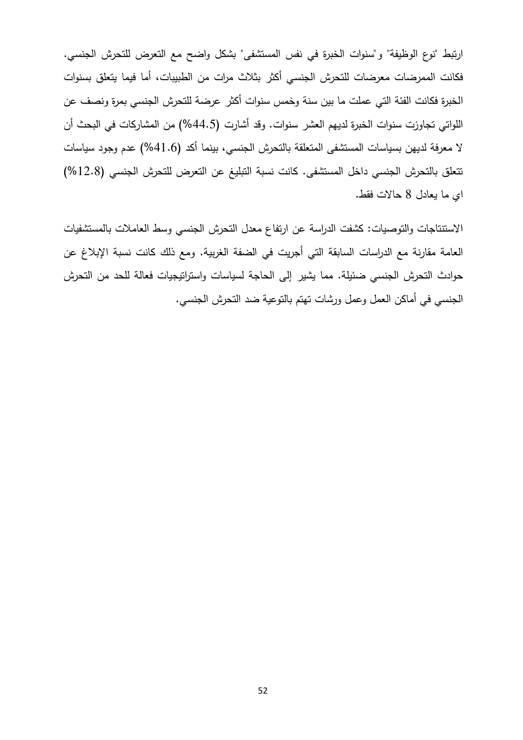ارتبط "نوع الوظيفة" و"سنوات الخبرة في نفس المستشفى" بشكل واضح مع التعرض للتحرش الجنسي. فكانت الممرضات معرضات للتحرش الجنسي أكثر بثلاث مرات من الطبيبات، أما فيما يتعلق بسنوات الخبرة فكانت الفئة التي عملت ما بين سنة وخمس سنوات أكثر عرضة للتحرش الجنسي بمرة ونصف عن اللواتي تجاوزت سنوات الخبرة لديهم العشر سنوات. وقد أشارت (44.5%) من المشاركات في البحث أن لا معرفة لديهن بسياسات المستشفى المتعلقة بالتحرش الجنسي، بينما أكد (41.6%) عدم وجود سياسات تتعلق بالتحرش الجنسي داخل المستشفى. كانت نسبة التبليغ عن التعرض للتحرش الجنسي (12.8%) اي ما يعادل 8 حالات فقط.

الاستنتاجات والتوصيات: كشفت الدراسة عن ارتفاع معدل التحرش الجنسي وسط العاملات بالمستشفيات العامة مقارنة مع الدراسات السابقة التي أجريت في الضفة الغربية. ومع ذلك كانت نسبة الإبلاغ عن حوادث التحرش الجنسي ضئيلة. مما يشير إلى الحاجة لسياسات واستراتيجيات فعالة للحد من التحرش الجنسي في أماكن العمل وعمل ورشات تهتم بالتوعية ضد التحرش الجنسي.